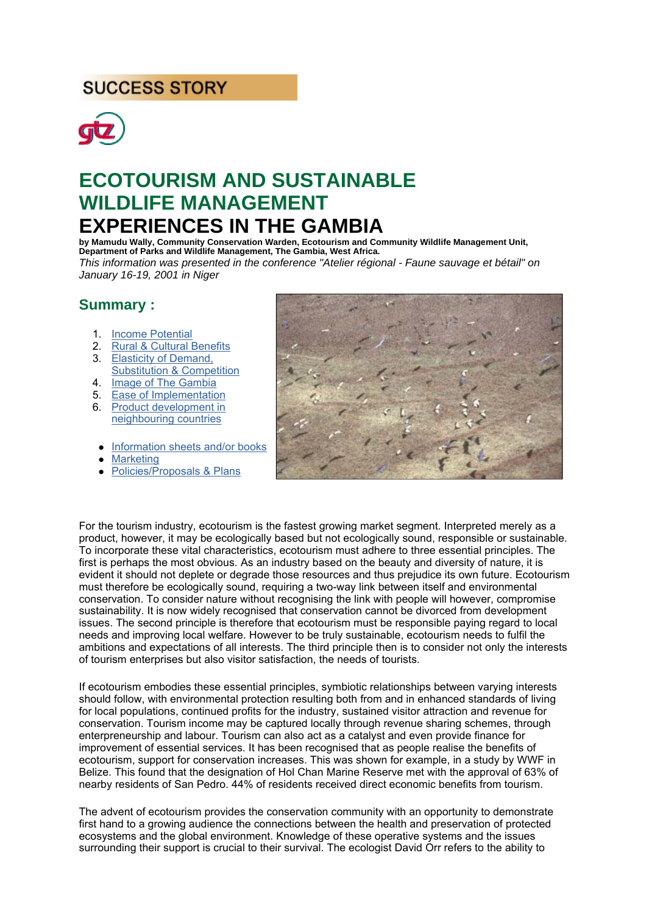SUCCESS STORY

# ECOTOURISM AND SUSTAINABLE WILDLIFE MANAGEMENT

# EXPERIENCES IN THE GAMBIA

**by Mamudu Wally, Community Conservation Warden, Ecotourism and Community Wildlife Management Unit, Department of Parks and Wildlife Management, The Gambia, West Africa.**

*This information was presented in the conference "Atelier régional - Faune sauvage et bétail" on January 16-19, 2001 in Niger*

## Summary :

1. Income Potential
2. Rural & Cultural Benefits
3. Elasticity of Demand, Substitution & Competition
4. Image of The Gambia
5. Ease of Implementation
6. Product development in neighbouring countries

- Information sheets and/or books
- Marketing
- Policies/Proposals & Plans

For the tourism industry, ecotourism is the fastest growing market segment. Interpreted merely as a product, however, it may be ecologically based but not ecologically sound, responsible or sustainable. To incorporate these vital characteristics, ecotourism must adhere to three essential principles. The first is perhaps the most obvious. As an industry based on the beauty and diversity of nature, it is evident it should not deplete or degrade those resources and thus prejudice its own future. Ecotourism must therefore be ecologically sound, requiring a two-way link between itself and environmental conservation. To consider nature without recognising the link with people will however, compromise sustainability. It is now widely recognised that conservation cannot be divorced from development issues. The second principle is therefore that ecotourism must be responsible paying regard to local needs and improving local welfare. However to be truly sustainable, ecotourism needs to fulfil the ambitions and expectations of all interests. The third principle then is to consider not only the interests of tourism enterprises but also visitor satisfaction, the needs of tourists.

If ecotourism embodies these essential principles, symbiotic relationships between varying interests should follow, with environmental protection resulting both from and in enhanced standards of living for local populations, continued profits for the industry, sustained visitor attraction and revenue for conservation. Tourism income may be captured locally through revenue sharing schemes, through enterpreneurship and labour. Tourism can also act as a catalyst and even provide finance for improvement of essential services. It has been recognised that as people realise the benefits of ecotourism, support for conservation increases. This was shown for example, in a study by WWF in Belize. This found that the designation of Hol Chan Marine Reserve met with the approval of 63% of nearby residents of San Pedro. 44% of residents received direct economic benefits from tourism.

The advent of ecotourism provides the conservation community with an opportunity to demonstrate first hand to a growing audience the connections between the health and preservation of protected ecosystems and the global environment. Knowledge of these operative systems and the issues surrounding their support is crucial to their survival. The ecologist David Orr refers to the ability to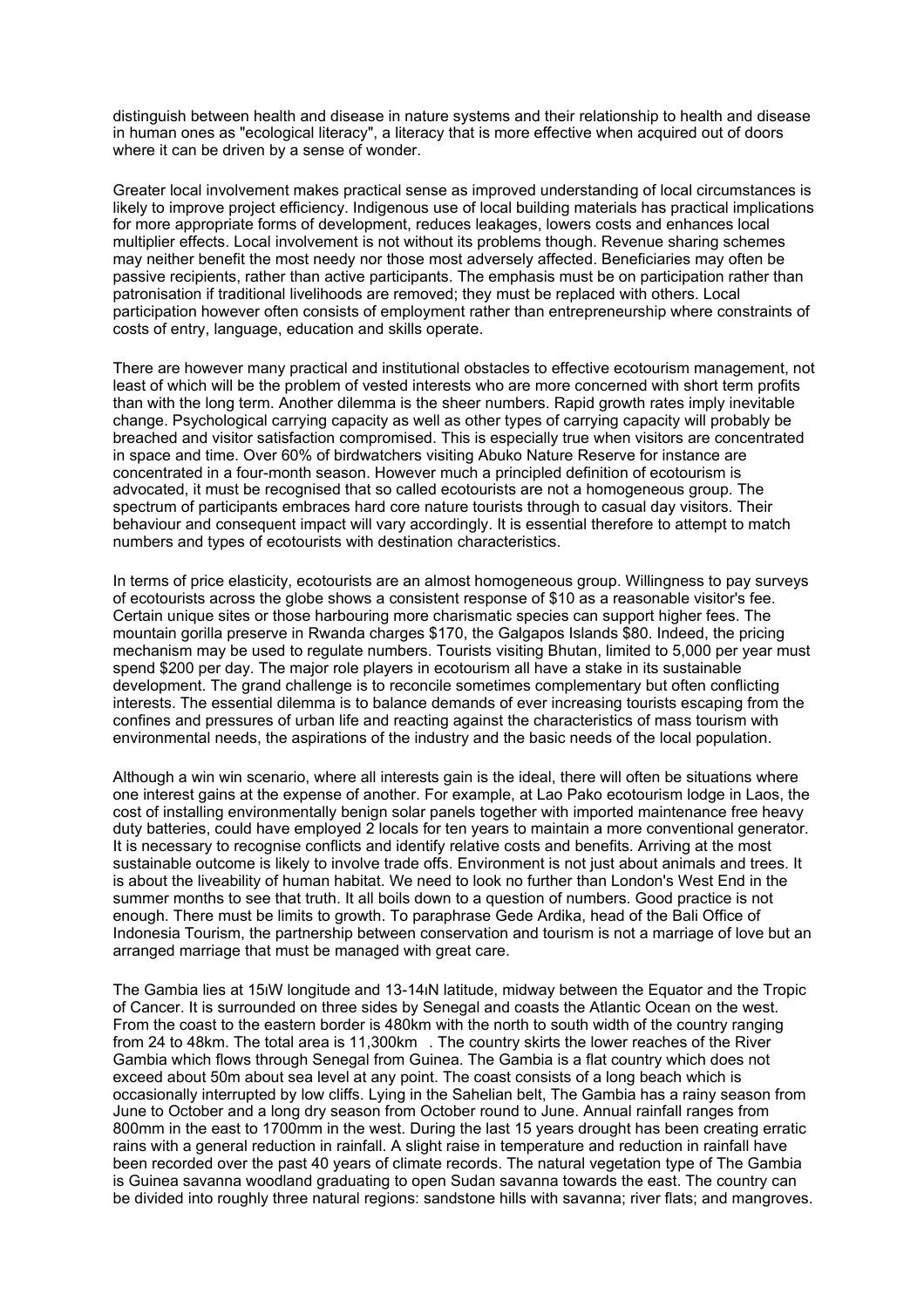distinguish between health and disease in nature systems and their relationship to health and disease in human ones as "ecological literacy", a literacy that is more effective when acquired out of doors where it can be driven by a sense of wonder.

Greater local involvement makes practical sense as improved understanding of local circumstances is likely to improve project efficiency. Indigenous use of local building materials has practical implications for more appropriate forms of development, reduces leakages, lowers costs and enhances local multiplier effects. Local involvement is not without its problems though. Revenue sharing schemes may neither benefit the most needy nor those most adversely affected. Beneficiaries may often be passive recipients, rather than active participants. The emphasis must be on participation rather than patronisation if traditional livelihoods are removed; they must be replaced with others. Local participation however often consists of employment rather than entrepreneurship where constraints of costs of entry, language, education and skills operate.

There are however many practical and institutional obstacles to effective ecotourism management, not least of which will be the problem of vested interests who are more concerned with short term profits than with the long term. Another dilemma is the sheer numbers. Rapid growth rates imply inevitable change. Psychological carrying capacity as well as other types of carrying capacity will probably be breached and visitor satisfaction compromised. This is especially true when visitors are concentrated in space and time. Over 60% of birdwatchers visiting Abuko Nature Reserve for instance are concentrated in a four-month season. However much a principled definition of ecotourism is advocated, it must be recognised that so called ecotourists are not a homogeneous group. The spectrum of participants embraces hard core nature tourists through to casual day visitors. Their behaviour and consequent impact will vary accordingly. It is essential therefore to attempt to match numbers and types of ecotourists with destination characteristics.

In terms of price elasticity, ecotourists are an almost homogeneous group. Willingness to pay surveys of ecotourists across the globe shows a consistent response of $10 as a reasonable visitor's fee. Certain unique sites or those harbouring more charismatic species can support higher fees. The mountain gorilla preserve in Rwanda charges $170, the Galgapos Islands $80. Indeed, the pricing mechanism may be used to regulate numbers. Tourists visiting Bhutan, limited to 5,000 per year must spend $200 per day. The major role players in ecotourism all have a stake in its sustainable development. The grand challenge is to reconcile sometimes complementary but often conflicting interests. The essential dilemma is to balance demands of ever increasing tourists escaping from the confines and pressures of urban life and reacting against the characteristics of mass tourism with environmental needs, the aspirations of the industry and the basic needs of the local population.

Although a win win scenario, where all interests gain is the ideal, there will often be situations where one interest gains at the expense of another. For example, at Lao Pako ecotourism lodge in Laos, the cost of installing environmentally benign solar panels together with imported maintenance free heavy duty batteries, could have employed 2 locals for ten years to maintain a more conventional generator. It is necessary to recognise conflicts and identify relative costs and benefits. Arriving at the most sustainable outcome is likely to involve trade offs. Environment is not just about animals and trees. It is about the liveability of human habitat. We need to look no further than London's West End in the summer months to see that truth. It all boils down to a question of numbers. Good practice is not enough. There must be limits to growth. To paraphrase Gede Ardika, head of the Bali Office of Indonesia Tourism, the partnership between conservation and tourism is not a marriage of love but an arranged marriage that must be managed with great care.

The Gambia lies at 15ıW longitude and 13-14ıN latitude, midway between the Equator and the Tropic of Cancer. It is surrounded on three sides by Senegal and coasts the Atlantic Ocean on the west. From the coast to the eastern border is 480km with the north to south width of the country ranging from 24 to 48km. The total area is 11,300km . The country skirts the lower reaches of the River Gambia which flows through Senegal from Guinea. The Gambia is a flat country which does not exceed about 50m about sea level at any point. The coast consists of a long beach which is occasionally interrupted by low cliffs. Lying in the Sahelian belt, The Gambia has a rainy season from June to October and a long dry season from October round to June. Annual rainfall ranges from 800mm in the east to 1700mm in the west. During the last 15 years drought has been creating erratic rains with a general reduction in rainfall. A slight raise in temperature and reduction in rainfall have been recorded over the past 40 years of climate records. The natural vegetation type of The Gambia is Guinea savanna woodland graduating to open Sudan savanna towards the east. The country can be divided into roughly three natural regions: sandstone hills with savanna; river flats; and mangroves.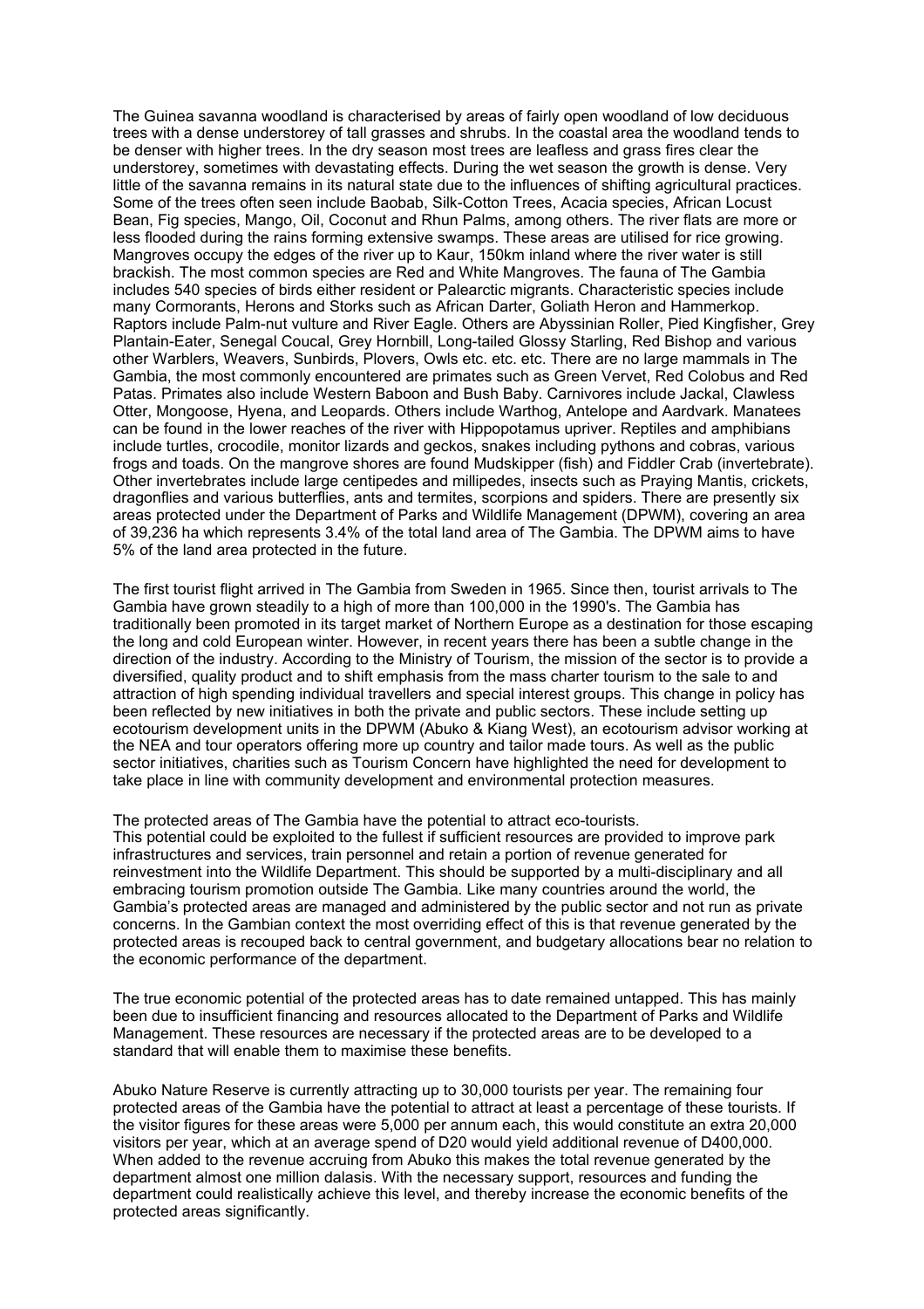The Guinea savanna woodland is characterised by areas of fairly open woodland of low deciduous trees with a dense understorey of tall grasses and shrubs. In the coastal area the woodland tends to be denser with higher trees. In the dry season most trees are leafless and grass fires clear the understorey, sometimes with devastating effects. During the wet season the growth is dense. Very little of the savanna remains in its natural state due to the influences of shifting agricultural practices. Some of the trees often seen include Baobab, Silk-Cotton Trees, Acacia species, African Locust Bean, Fig species, Mango, Oil, Coconut and Rhun Palms, among others. The river flats are more or less flooded during the rains forming extensive swamps. These areas are utilised for rice growing. Mangroves occupy the edges of the river up to Kaur, 150km inland where the river water is still brackish. The most common species are Red and White Mangroves. The fauna of The Gambia includes 540 species of birds either resident or Palearctic migrants. Characteristic species include many Cormorants, Herons and Storks such as African Darter, Goliath Heron and Hammerkop. Raptors include Palm-nut vulture and River Eagle. Others are Abyssinian Roller, Pied Kingfisher, Grey Plantain-Eater, Senegal Coucal, Grey Hornbill, Long-tailed Glossy Starling, Red Bishop and various other Warblers, Weavers, Sunbirds, Plovers, Owls etc. etc. etc. There are no large mammals in The Gambia, the most commonly encountered are primates such as Green Vervet, Red Colobus and Red Patas. Primates also include Western Baboon and Bush Baby. Carnivores include Jackal, Clawless Otter, Mongoose, Hyena, and Leopards. Others include Warthog, Antelope and Aardvark. Manatees can be found in the lower reaches of the river with Hippopotamus upriver. Reptiles and amphibians include turtles, crocodile, monitor lizards and geckos, snakes including pythons and cobras, various frogs and toads. On the mangrove shores are found Mudskipper (fish) and Fiddler Crab (invertebrate). Other invertebrates include large centipedes and millipedes, insects such as Praying Mantis, crickets, dragonflies and various butterflies, ants and termites, scorpions and spiders. There are presently six areas protected under the Department of Parks and Wildlife Management (DPWM), covering an area of 39,236 ha which represents 3.4% of the total land area of The Gambia. The DPWM aims to have 5% of the land area protected in the future.

The first tourist flight arrived in The Gambia from Sweden in 1965. Since then, tourist arrivals to The Gambia have grown steadily to a high of more than 100,000 in the 1990's. The Gambia has traditionally been promoted in its target market of Northern Europe as a destination for those escaping the long and cold European winter. However, in recent years there has been a subtle change in the direction of the industry. According to the Ministry of Tourism, the mission of the sector is to provide a diversified, quality product and to shift emphasis from the mass charter tourism to the sale to and attraction of high spending individual travellers and special interest groups. This change in policy has been reflected by new initiatives in both the private and public sectors. These include setting up ecotourism development units in the DPWM (Abuko & Kiang West), an ecotourism advisor working at the NEA and tour operators offering more up country and tailor made tours. As well as the public sector initiatives, charities such as Tourism Concern have highlighted the need for development to take place in line with community development and environmental protection measures.

The protected areas of The Gambia have the potential to attract eco-tourists.
This potential could be exploited to the fullest if sufficient resources are provided to improve park infrastructures and services, train personnel and retain a portion of revenue generated for reinvestment into the Wildlife Department. This should be supported by a multi-disciplinary and all embracing tourism promotion outside The Gambia. Like many countries around the world, the Gambia's protected areas are managed and administered by the public sector and not run as private concerns. In the Gambian context the most overriding effect of this is that revenue generated by the protected areas is recouped back to central government, and budgetary allocations bear no relation to the economic performance of the department.

The true economic potential of the protected areas has to date remained untapped. This has mainly been due to insufficient financing and resources allocated to the Department of Parks and Wildlife Management. These resources are necessary if the protected areas are to be developed to a standard that will enable them to maximise these benefits.

Abuko Nature Reserve is currently attracting up to 30,000 tourists per year. The remaining four protected areas of the Gambia have the potential to attract at least a percentage of these tourists. If the visitor figures for these areas were 5,000 per annum each, this would constitute an extra 20,000 visitors per year, which at an average spend of D20 would yield additional revenue of D400,000. When added to the revenue accruing from Abuko this makes the total revenue generated by the department almost one million dalasis. With the necessary support, resources and funding the department could realistically achieve this level, and thereby increase the economic benefits of the protected areas significantly.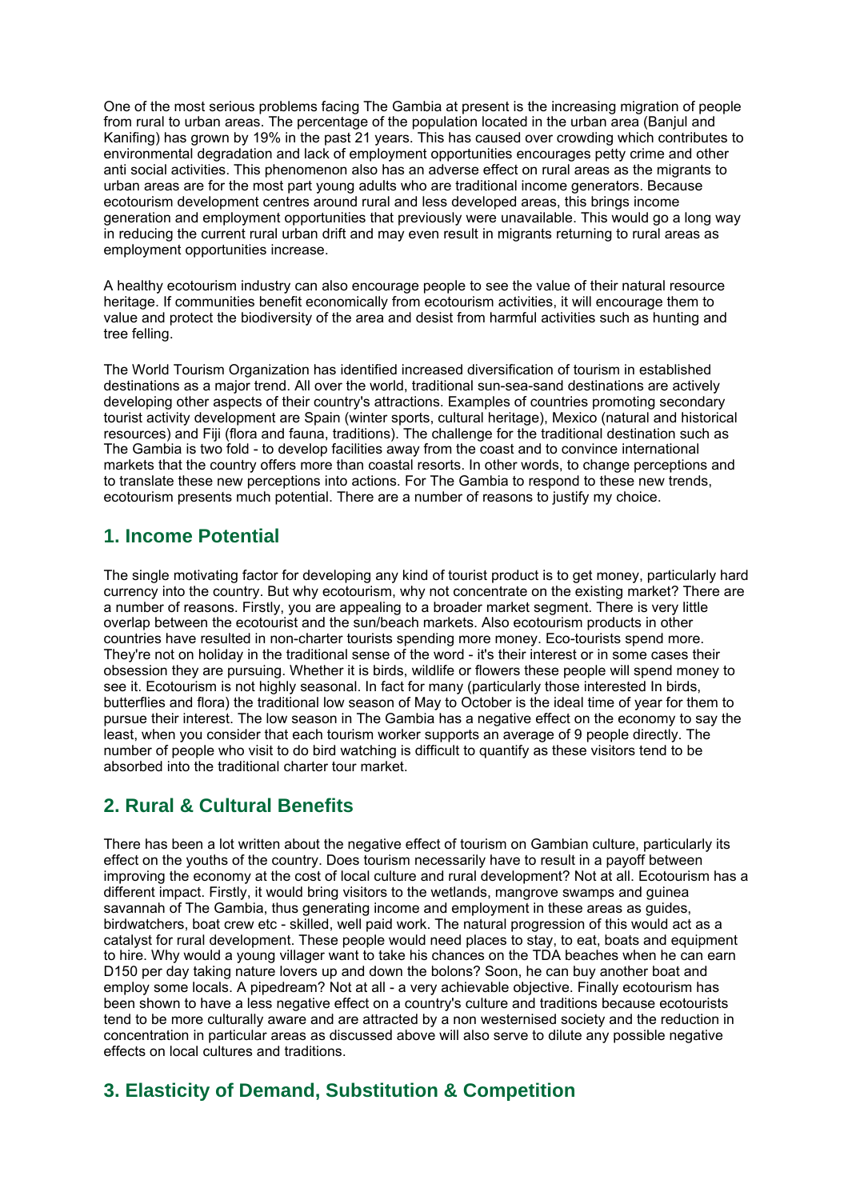One of the most serious problems facing The Gambia at present is the increasing migration of people from rural to urban areas. The percentage of the population located in the urban area (Banjul and Kanifing) has grown by 19% in the past 21 years. This has caused over crowding which contributes to environmental degradation and lack of employment opportunities encourages petty crime and other anti social activities. This phenomenon also has an adverse effect on rural areas as the migrants to urban areas are for the most part young adults who are traditional income generators. Because ecotourism development centres around rural and less developed areas, this brings income generation and employment opportunities that previously were unavailable. This would go a long way in reducing the current rural urban drift and may even result in migrants returning to rural areas as employment opportunities increase.

A healthy ecotourism industry can also encourage people to see the value of their natural resource heritage. If communities benefit economically from ecotourism activities, it will encourage them to value and protect the biodiversity of the area and desist from harmful activities such as hunting and tree felling.

The World Tourism Organization has identified increased diversification of tourism in established destinations as a major trend. All over the world, traditional sun-sea-sand destinations are actively developing other aspects of their country's attractions. Examples of countries promoting secondary tourist activity development are Spain (winter sports, cultural heritage), Mexico (natural and historical resources) and Fiji (flora and fauna, traditions). The challenge for the traditional destination such as The Gambia is two fold - to develop facilities away from the coast and to convince international markets that the country offers more than coastal resorts. In other words, to change perceptions and to translate these new perceptions into actions. For The Gambia to respond to these new trends, ecotourism presents much potential. There are a number of reasons to justify my choice.

## 1. Income Potential

The single motivating factor for developing any kind of tourist product is to get money, particularly hard currency into the country. But why ecotourism, why not concentrate on the existing market? There are a number of reasons. Firstly, you are appealing to a broader market segment. There is very little overlap between the ecotourist and the sun/beach markets. Also ecotourism products in other countries have resulted in non-charter tourists spending more money. Eco-tourists spend more. They're not on holiday in the traditional sense of the word - it's their interest or in some cases their obsession they are pursuing. Whether it is birds, wildlife or flowers these people will spend money to see it. Ecotourism is not highly seasonal. In fact for many (particularly those interested In birds, butterflies and flora) the traditional low season of May to October is the ideal time of year for them to pursue their interest. The low season in The Gambia has a negative effect on the economy to say the least, when you consider that each tourism worker supports an average of 9 people directly. The number of people who visit to do bird watching is difficult to quantify as these visitors tend to be absorbed into the traditional charter tour market.

## 2. Rural & Cultural Benefits

There has been a lot written about the negative effect of tourism on Gambian culture, particularly its effect on the youths of the country. Does tourism necessarily have to result in a payoff between improving the economy at the cost of local culture and rural development? Not at all. Ecotourism has a different impact. Firstly, it would bring visitors to the wetlands, mangrove swamps and guinea savannah of The Gambia, thus generating income and employment in these areas as guides, birdwatchers, boat crew etc - skilled, well paid work. The natural progression of this would act as a catalyst for rural development. These people would need places to stay, to eat, boats and equipment to hire. Why would a young villager want to take his chances on the TDA beaches when he can earn D150 per day taking nature lovers up and down the bolons? Soon, he can buy another boat and employ some locals. A pipedream? Not at all - a very achievable objective. Finally ecotourism has been shown to have a less negative effect on a country's culture and traditions because ecotourists tend to be more culturally aware and are attracted by a non westernised society and the reduction in concentration in particular areas as discussed above will also serve to dilute any possible negative effects on local cultures and traditions.

## 3. Elasticity of Demand, Substitution & Competition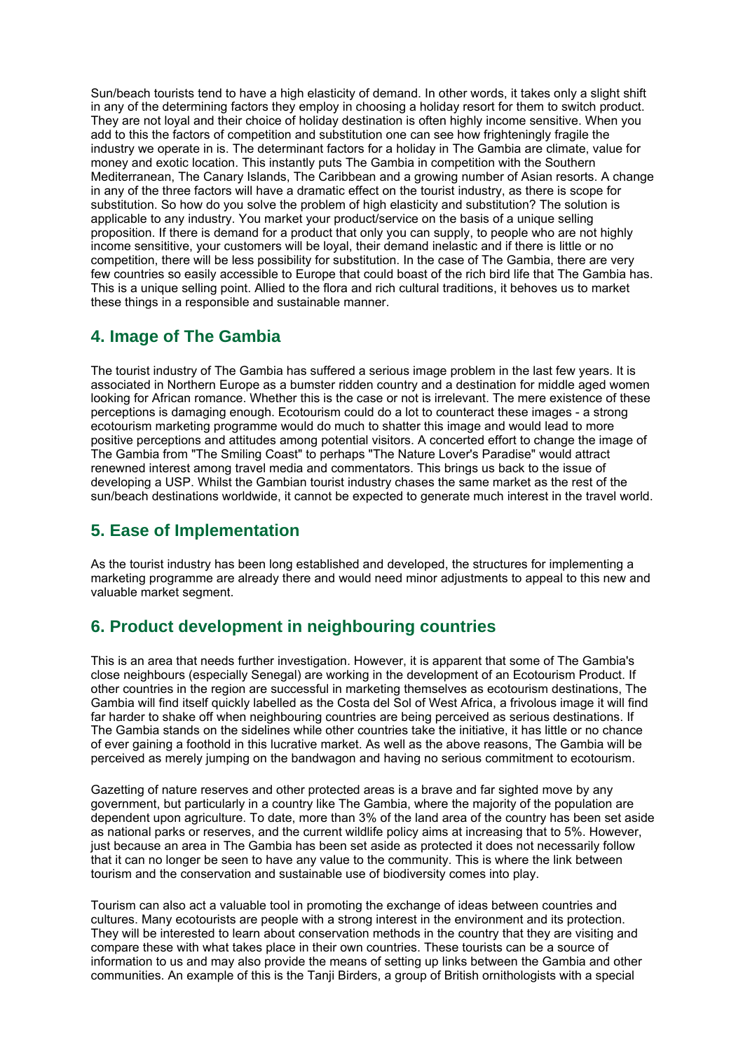Sun/beach tourists tend to have a high elasticity of demand. In other words, it takes only a slight shift in any of the determining factors they employ in choosing a holiday resort for them to switch product. They are not loyal and their choice of holiday destination is often highly income sensitive. When you add to this the factors of competition and substitution one can see how frighteningly fragile the industry we operate in is. The determinant factors for a holiday in The Gambia are climate, value for money and exotic location. This instantly puts The Gambia in competition with the Southern Mediterranean, The Canary Islands, The Caribbean and a growing number of Asian resorts. A change in any of the three factors will have a dramatic effect on the tourist industry, as there is scope for substitution. So how do you solve the problem of high elasticity and substitution? The solution is applicable to any industry. You market your product/service on the basis of a unique selling proposition. If there is demand for a product that only you can supply, to people who are not highly income sensititive, your customers will be loyal, their demand inelastic and if there is little or no competition, there will be less possibility for substitution. In the case of The Gambia, there are very few countries so easily accessible to Europe that could boast of the rich bird life that The Gambia has. This is a unique selling point. Allied to the flora and rich cultural traditions, it behoves us to market these things in a responsible and sustainable manner.

## 4. Image of The Gambia

The tourist industry of The Gambia has suffered a serious image problem in the last few years. It is associated in Northern Europe as a bumster ridden country and a destination for middle aged women looking for African romance. Whether this is the case or not is irrelevant. The mere existence of these perceptions is damaging enough. Ecotourism could do a lot to counteract these images - a strong ecotourism marketing programme would do much to shatter this image and would lead to more positive perceptions and attitudes among potential visitors. A concerted effort to change the image of The Gambia from "The Smiling Coast" to perhaps "The Nature Lover's Paradise" would attract renewned interest among travel media and commentators. This brings us back to the issue of developing a USP. Whilst the Gambian tourist industry chases the same market as the rest of the sun/beach destinations worldwide, it cannot be expected to generate much interest in the travel world.

## 5. Ease of Implementation

As the tourist industry has been long established and developed, the structures for implementing a marketing programme are already there and would need minor adjustments to appeal to this new and valuable market segment.

## 6. Product development in neighbouring countries

This is an area that needs further investigation. However, it is apparent that some of The Gambia's close neighbours (especially Senegal) are working in the development of an Ecotourism Product. If other countries in the region are successful in marketing themselves as ecotourism destinations, The Gambia will find itself quickly labelled as the Costa del Sol of West Africa, a frivolous image it will find far harder to shake off when neighbouring countries are being perceived as serious destinations. If The Gambia stands on the sidelines while other countries take the initiative, it has little or no chance of ever gaining a foothold in this lucrative market. As well as the above reasons, The Gambia will be perceived as merely jumping on the bandwagon and having no serious commitment to ecotourism.

Gazetting of nature reserves and other protected areas is a brave and far sighted move by any government, but particularly in a country like The Gambia, where the majority of the population are dependent upon agriculture. To date, more than 3% of the land area of the country has been set aside as national parks or reserves, and the current wildlife policy aims at increasing that to 5%. However, just because an area in The Gambia has been set aside as protected it does not necessarily follow that it can no longer be seen to have any value to the community. This is where the link between tourism and the conservation and sustainable use of biodiversity comes into play.

Tourism can also act a valuable tool in promoting the exchange of ideas between countries and cultures. Many ecotourists are people with a strong interest in the environment and its protection. They will be interested to learn about conservation methods in the country that they are visiting and compare these with what takes place in their own countries. These tourists can be a source of information to us and may also provide the means of setting up links between the Gambia and other communities. An example of this is the Tanji Birders, a group of British ornithologists with a special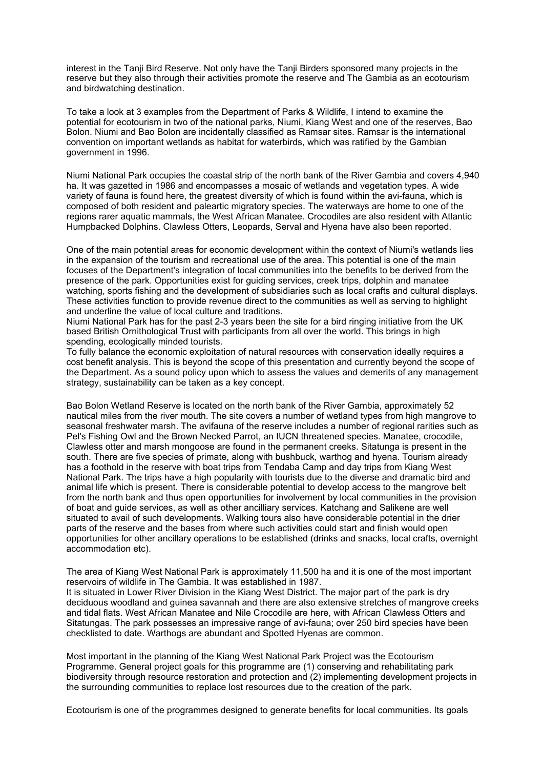interest in the Tanji Bird Reserve. Not only have the Tanji Birders sponsored many projects in the reserve but they also through their activities promote the reserve and The Gambia as an ecotourism and birdwatching destination.

To take a look at 3 examples from the Department of Parks & Wildlife, I intend to examine the potential for ecotourism in two of the national parks, Niumi, Kiang West and one of the reserves, Bao Bolon. Niumi and Bao Bolon are incidentally classified as Ramsar sites. Ramsar is the international convention on important wetlands as habitat for waterbirds, which was ratified by the Gambian government in 1996.

Niumi National Park occupies the coastal strip of the north bank of the River Gambia and covers 4,940 ha. It was gazetted in 1986 and encompasses a mosaic of wetlands and vegetation types. A wide variety of fauna is found here, the greatest diversity of which is found within the avi-fauna, which is composed of both resident and palearctic migratory species. The waterways are home to one of the regions rarer aquatic mammals, the West African Manatee. Crocodiles are also resident with Atlantic Humpbacked Dolphins. Clawless Otters, Leopards, Serval and Hyena have also been reported.

One of the main potential areas for economic development within the context of Niumi's wetlands lies in the expansion of the tourism and recreational use of the area. This potential is one of the main focuses of the Department's integration of local communities into the benefits to be derived from the presence of the park. Opportunities exist for guiding services, creek trips, dolphin and manatee watching, sports fishing and the development of subsidiaries such as local crafts and cultural displays. These activities function to provide revenue direct to the communities as well as serving to highlight and underline the value of local culture and traditions.
Niumi National Park has for the past 2-3 years been the site for a bird ringing initiative from the UK based British Ornithological Trust with participants from all over the world. This brings in high spending, ecologically minded tourists.
To fully balance the economic exploitation of natural resources with conservation ideally requires a cost benefit analysis. This is beyond the scope of this presentation and currently beyond the scope of the Department. As a sound policy upon which to assess the values and demerits of any management strategy, sustainability can be taken as a key concept.

Bao Bolon Wetland Reserve is located on the north bank of the River Gambia, approximately 52 nautical miles from the river mouth. The site covers a number of wetland types from high mangrove to seasonal freshwater marsh. The avifauna of the reserve includes a number of regional rarities such as Pel's Fishing Owl and the Brown Necked Parrot, an IUCN threatened species. Manatee, crocodile, Clawless otter and marsh mongoose are found in the permanent creeks. Sitatunga is present in the south. There are five species of primate, along with bushbuck, warthog and hyena. Tourism already has a foothold in the reserve with boat trips from Tendaba Camp and day trips from Kiang West National Park. The trips have a high popularity with tourists due to the diverse and dramatic bird and animal life which is present. There is considerable potential to develop access to the mangrove belt from the north bank and thus open opportunities for involvement by local communities in the provision of boat and guide services, as well as other ancilliary services. Katchang and Salikene are well situated to avail of such developments. Walking tours also have considerable potential in the drier parts of the reserve and the bases from where such activities could start and finish would open opportunities for other ancillary operations to be established (drinks and snacks, local crafts, overnight accommodation etc).

The area of Kiang West National Park is approximately 11,500 ha and it is one of the most important reservoirs of wildlife in The Gambia. It was established in 1987.
It is situated in Lower River Division in the Kiang West District. The major part of the park is dry deciduous woodland and guinea savannah and there are also extensive stretches of mangrove creeks and tidal flats. West African Manatee and Nile Crocodile are here, with African Clawless Otters and Sitatungas. The park possesses an impressive range of avi-fauna; over 250 bird species have been checklisted to date. Warthogs are abundant and Spotted Hyenas are common.

Most important in the planning of the Kiang West National Park Project was the Ecotourism Programme. General project goals for this programme are (1) conserving and rehabilitating park biodiversity through resource restoration and protection and (2) implementing development projects in the surrounding communities to replace lost resources due to the creation of the park.

Ecotourism is one of the programmes designed to generate benefits for local communities. Its goals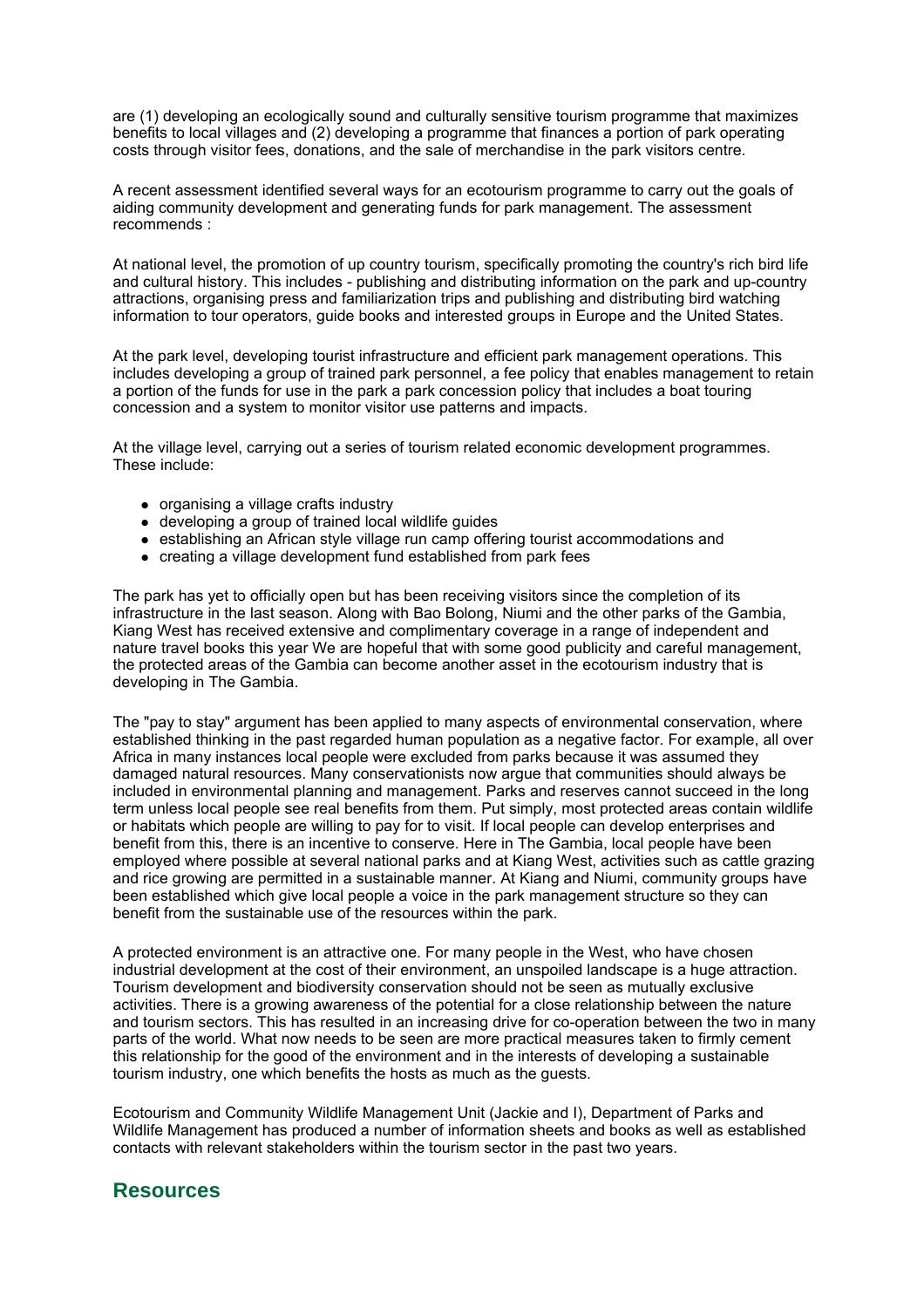are (1) developing an ecologically sound and culturally sensitive tourism programme that maximizes benefits to local villages and (2) developing a programme that finances a portion of park operating costs through visitor fees, donations, and the sale of merchandise in the park visitors centre.

A recent assessment identified several ways for an ecotourism programme to carry out the goals of aiding community development and generating funds for park management. The assessment recommends :

At national level, the promotion of up country tourism, specifically promoting the country's rich bird life and cultural history. This includes - publishing and distributing information on the park and up-country attractions, organising press and familiarization trips and publishing and distributing bird watching information to tour operators, guide books and interested groups in Europe and the United States.

At the park level, developing tourist infrastructure and efficient park management operations. This includes developing a group of trained park personnel, a fee policy that enables management to retain a portion of the funds for use in the park a park concession policy that includes a boat touring concession and a system to monitor visitor use patterns and impacts.

At the village level, carrying out a series of tourism related economic development programmes. These include:

- organising a village crafts industry
- developing a group of trained local wildlife guides
- establishing an African style village run camp offering tourist accommodations and
- creating a village development fund established from park fees

The park has yet to officially open but has been receiving visitors since the completion of its infrastructure in the last season. Along with Bao Bolong, Niumi and the other parks of the Gambia, Kiang West has received extensive and complimentary coverage in a range of independent and nature travel books this year We are hopeful that with some good publicity and careful management, the protected areas of the Gambia can become another asset in the ecotourism industry that is developing in The Gambia.

The "pay to stay" argument has been applied to many aspects of environmental conservation, where established thinking in the past regarded human population as a negative factor. For example, all over Africa in many instances local people were excluded from parks because it was assumed they damaged natural resources. Many conservationists now argue that communities should always be included in environmental planning and management. Parks and reserves cannot succeed in the long term unless local people see real benefits from them. Put simply, most protected areas contain wildlife or habitats which people are willing to pay for to visit. If local people can develop enterprises and benefit from this, there is an incentive to conserve. Here in The Gambia, local people have been employed where possible at several national parks and at Kiang West, activities such as cattle grazing and rice growing are permitted in a sustainable manner. At Kiang and Niumi, community groups have been established which give local people a voice in the park management structure so they can benefit from the sustainable use of the resources within the park.

A protected environment is an attractive one. For many people in the West, who have chosen industrial development at the cost of their environment, an unspoiled landscape is a huge attraction. Tourism development and biodiversity conservation should not be seen as mutually exclusive activities. There is a growing awareness of the potential for a close relationship between the nature and tourism sectors. This has resulted in an increasing drive for co-operation between the two in many parts of the world. What now needs to be seen are more practical measures taken to firmly cement this relationship for the good of the environment and in the interests of developing a sustainable tourism industry, one which benefits the hosts as much as the guests.

Ecotourism and Community Wildlife Management Unit (Jackie and I), Department of Parks and Wildlife Management has produced a number of information sheets and books as well as established contacts with relevant stakeholders within the tourism sector in the past two years.

## Resources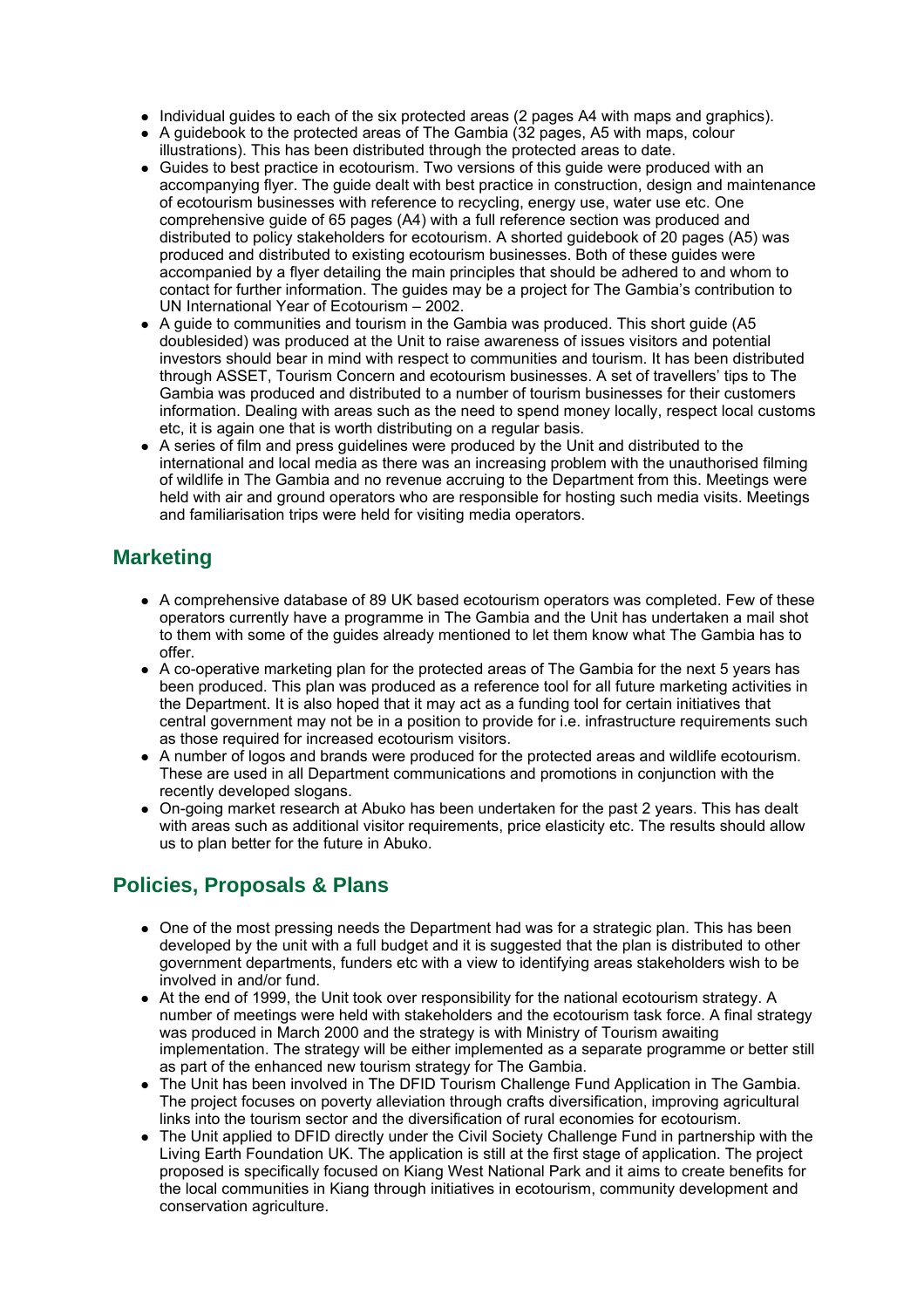- Individual guides to each of the six protected areas (2 pages A4 with maps and graphics).
- A guidebook to the protected areas of The Gambia (32 pages, A5 with maps, colour illustrations). This has been distributed through the protected areas to date.
- Guides to best practice in ecotourism. Two versions of this guide were produced with an accompanying flyer. The guide dealt with best practice in construction, design and maintenance of ecotourism businesses with reference to recycling, energy use, water use etc. One comprehensive guide of 65 pages (A4) with a full reference section was produced and distributed to policy stakeholders for ecotourism. A shorted guidebook of 20 pages (A5) was produced and distributed to existing ecotourism businesses. Both of these guides were accompanied by a flyer detailing the main principles that should be adhered to and whom to contact for further information. The guides may be a project for The Gambia's contribution to UN International Year of Ecotourism – 2002.
- A guide to communities and tourism in the Gambia was produced. This short guide (A5 doublesided) was produced at the Unit to raise awareness of issues visitors and potential investors should bear in mind with respect to communities and tourism. It has been distributed through ASSET, Tourism Concern and ecotourism businesses. A set of travellers' tips to The Gambia was produced and distributed to a number of tourism businesses for their customers information. Dealing with areas such as the need to spend money locally, respect local customs etc, it is again one that is worth distributing on a regular basis.
- A series of film and press guidelines were produced by the Unit and distributed to the international and local media as there was an increasing problem with the unauthorised filming of wildlife in The Gambia and no revenue accruing to the Department from this. Meetings were held with air and ground operators who are responsible for hosting such media visits. Meetings and familiarisation trips were held for visiting media operators.

## Marketing

- A comprehensive database of 89 UK based ecotourism operators was completed. Few of these operators currently have a programme in The Gambia and the Unit has undertaken a mail shot to them with some of the guides already mentioned to let them know what The Gambia has to offer.
- A co-operative marketing plan for the protected areas of The Gambia for the next 5 years has been produced. This plan was produced as a reference tool for all future marketing activities in the Department. It is also hoped that it may act as a funding tool for certain initiatives that central government may not be in a position to provide for i.e. infrastructure requirements such as those required for increased ecotourism visitors.
- A number of logos and brands were produced for the protected areas and wildlife ecotourism. These are used in all Department communications and promotions in conjunction with the recently developed slogans.
- On-going market research at Abuko has been undertaken for the past 2 years. This has dealt with areas such as additional visitor requirements, price elasticity etc. The results should allow us to plan better for the future in Abuko.

## Policies, Proposals & Plans

- One of the most pressing needs the Department had was for a strategic plan. This has been developed by the unit with a full budget and it is suggested that the plan is distributed to other government departments, funders etc with a view to identifying areas stakeholders wish to be involved in and/or fund.
- At the end of 1999, the Unit took over responsibility for the national ecotourism strategy. A number of meetings were held with stakeholders and the ecotourism task force. A final strategy was produced in March 2000 and the strategy is with Ministry of Tourism awaiting implementation. The strategy will be either implemented as a separate programme or better still as part of the enhanced new tourism strategy for The Gambia.
- The Unit has been involved in The DFID Tourism Challenge Fund Application in The Gambia. The project focuses on poverty alleviation through crafts diversification, improving agricultural links into the tourism sector and the diversification of rural economies for ecotourism.
- The Unit applied to DFID directly under the Civil Society Challenge Fund in partnership with the Living Earth Foundation UK. The application is still at the first stage of application. The project proposed is specifically focused on Kiang West National Park and it aims to create benefits for the local communities in Kiang through initiatives in ecotourism, community development and conservation agriculture.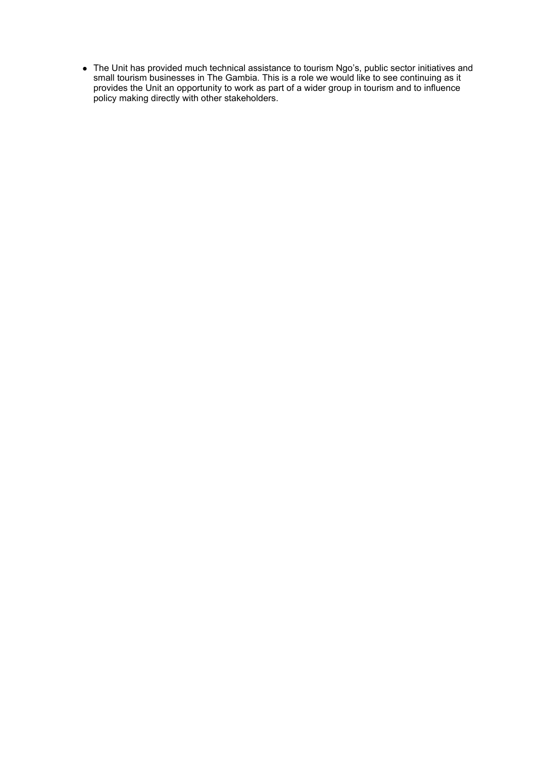- The Unit has provided much technical assistance to tourism Ngo's, public sector initiatives and small tourism businesses in The Gambia. This is a role we would like to see continuing as it provides the Unit an opportunity to work as part of a wider group in tourism and to influence policy making directly with other stakeholders.